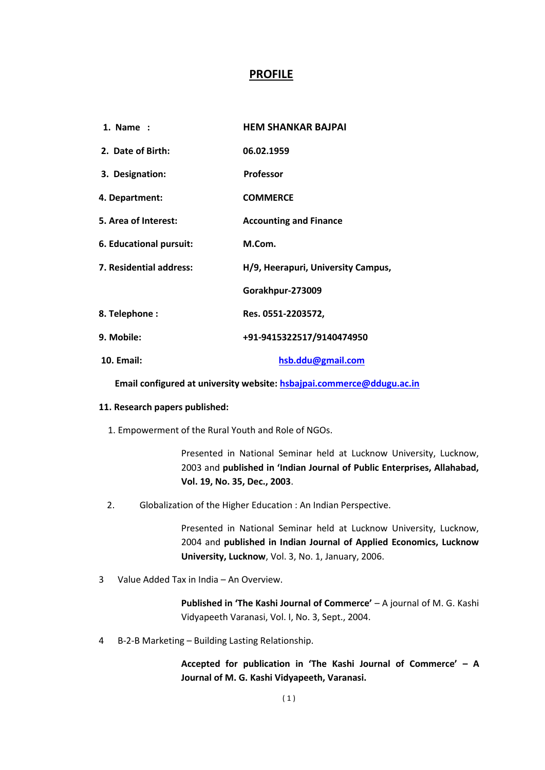# PROFILE

| | |
|---|---|
| **1. Name :** | **HEM SHANKAR BAJPAI** |
| **2. Date of Birth:** | **06.02.1959** |
| **3. Designation:** | **Professor** |
| **4. Department:** | **COMMERCE** |
| **5. Area of Interest:** | **Accounting and Finance** |
| **6. Educational pursuit:** | **M.Com.** |
| **7. Residential address:** | **H/9, Heerapuri, University Campus, Gorakhpur-273009** |
| **8. Telephone :** | **Res. 0551-2203572,** |
| **9. Mobile:** | **+91-9415322517/9140474950** |
| **10. Email:** | **hsb.ddu@gmail.com** |

**Email configured at university website: hsbajpai.commerce@ddugu.ac.in**

**11. Research papers published:**

1. Empowerment of the Rural Youth and Role of NGOs.

   Presented in National Seminar held at Lucknow University, Lucknow, 2003 and **published in 'Indian Journal of Public Enterprises, Allahabad, Vol. 19, No. 35, Dec., 2003**.

2. Globalization of the Higher Education : An Indian Perspective.

   Presented in National Seminar held at Lucknow University, Lucknow, 2004 and **published in Indian Journal of Applied Economics, Lucknow University, Lucknow**, Vol. 3, No. 1, January, 2006.

3. Value Added Tax in India – An Overview.

   **Published in 'The Kashi Journal of Commerce'** – A journal of M. G. Kashi Vidyapeeth Varanasi, Vol. I, No. 3, Sept., 2004.

4. B-2-B Marketing – Building Lasting Relationship.

   **Accepted for publication in 'The Kashi Journal of Commerce' – A Journal of M. G. Kashi Vidyapeeth, Varanasi.**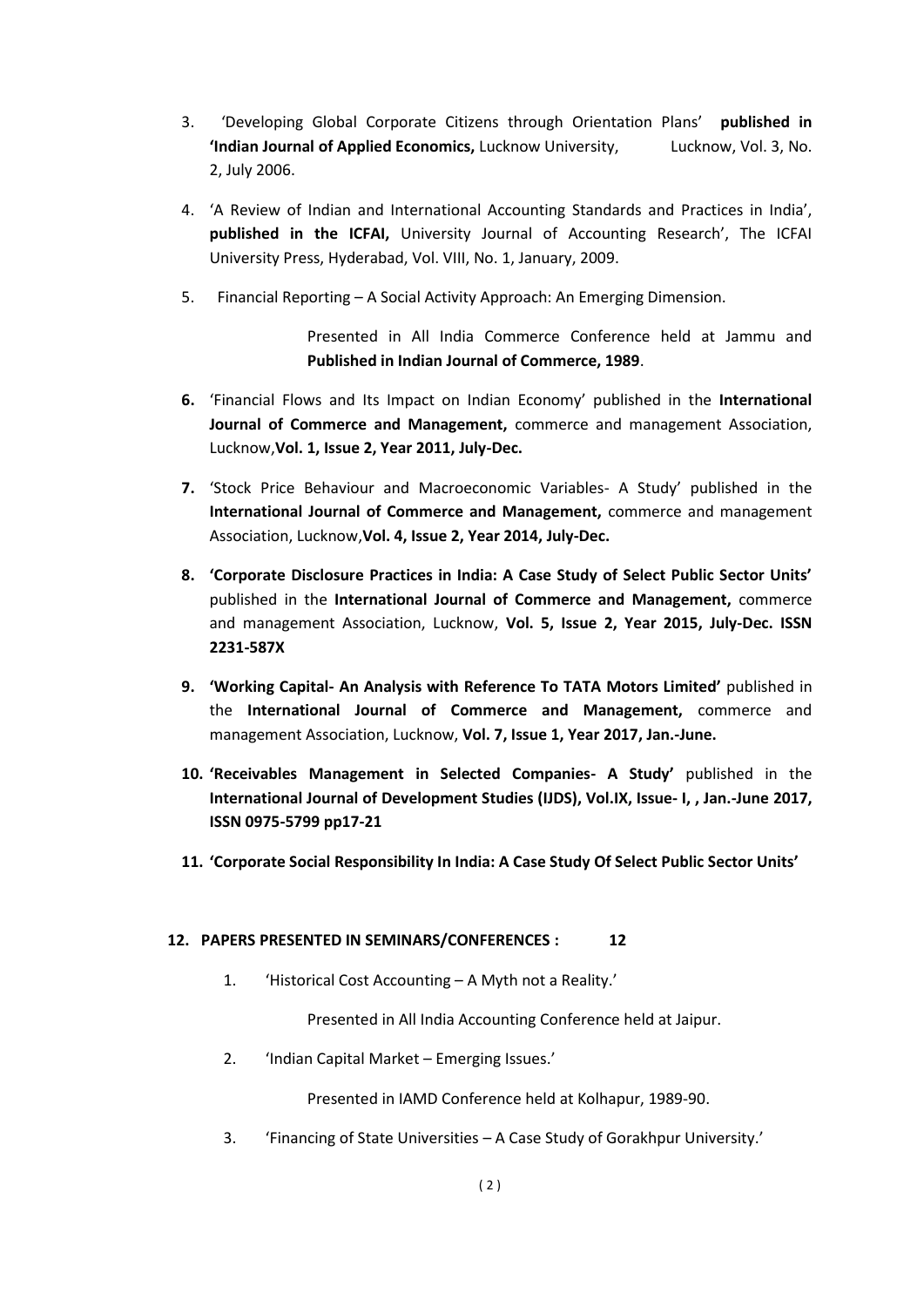3. 'Developing Global Corporate Citizens through Orientation Plans' **published in 'Indian Journal of Applied Economics,** Lucknow University, Lucknow, Vol. 3, No. 2, July 2006.

4. 'A Review of Indian and International Accounting Standards and Practices in India', **published in the ICFAI,** University Journal of Accounting Research', The ICFAI University Press, Hyderabad, Vol. VIII, No. 1, January, 2009.

5. Financial Reporting – A Social Activity Approach: An Emerging Dimension.

   Presented in All India Commerce Conference held at Jammu and **Published in Indian Journal of Commerce, 1989**.

6. 'Financial Flows and Its Impact on Indian Economy' published in the **International Journal of Commerce and Management,** commerce and management Association, Lucknow,**Vol. 1, Issue 2, Year 2011, July-Dec.**

7. 'Stock Price Behaviour and Macroeconomic Variables- A Study' published in the **International Journal of Commerce and Management,** commerce and management Association, Lucknow,**Vol. 4, Issue 2, Year 2014, July-Dec.**

8. **'Corporate Disclosure Practices in India: A Case Study of Select Public Sector Units'** published in the **International Journal of Commerce and Management,** commerce and management Association, Lucknow, **Vol. 5, Issue 2, Year 2015, July-Dec. ISSN 2231-587X**

9. **'Working Capital- An Analysis with Reference To TATA Motors Limited'** published in the **International Journal of Commerce and Management,** commerce and management Association, Lucknow, **Vol. 7, Issue 1, Year 2017, Jan.-June.**

10. **'Receivables Management in Selected Companies- A Study'** published in the **International Journal of Development Studies (IJDS), Vol.IX, Issue- I, , Jan.-June 2017, ISSN 0975-5799 pp17-21**

11. **'Corporate Social Responsibility In India: A Case Study Of Select Public Sector Units'**

**12. PAPERS PRESENTED IN SEMINARS/CONFERENCES : 12**

1. 'Historical Cost Accounting – A Myth not a Reality.'

   Presented in All India Accounting Conference held at Jaipur.

2. 'Indian Capital Market – Emerging Issues.'

   Presented in IAMD Conference held at Kolhapur, 1989-90.

3. 'Financing of State Universities – A Case Study of Gorakhpur University.'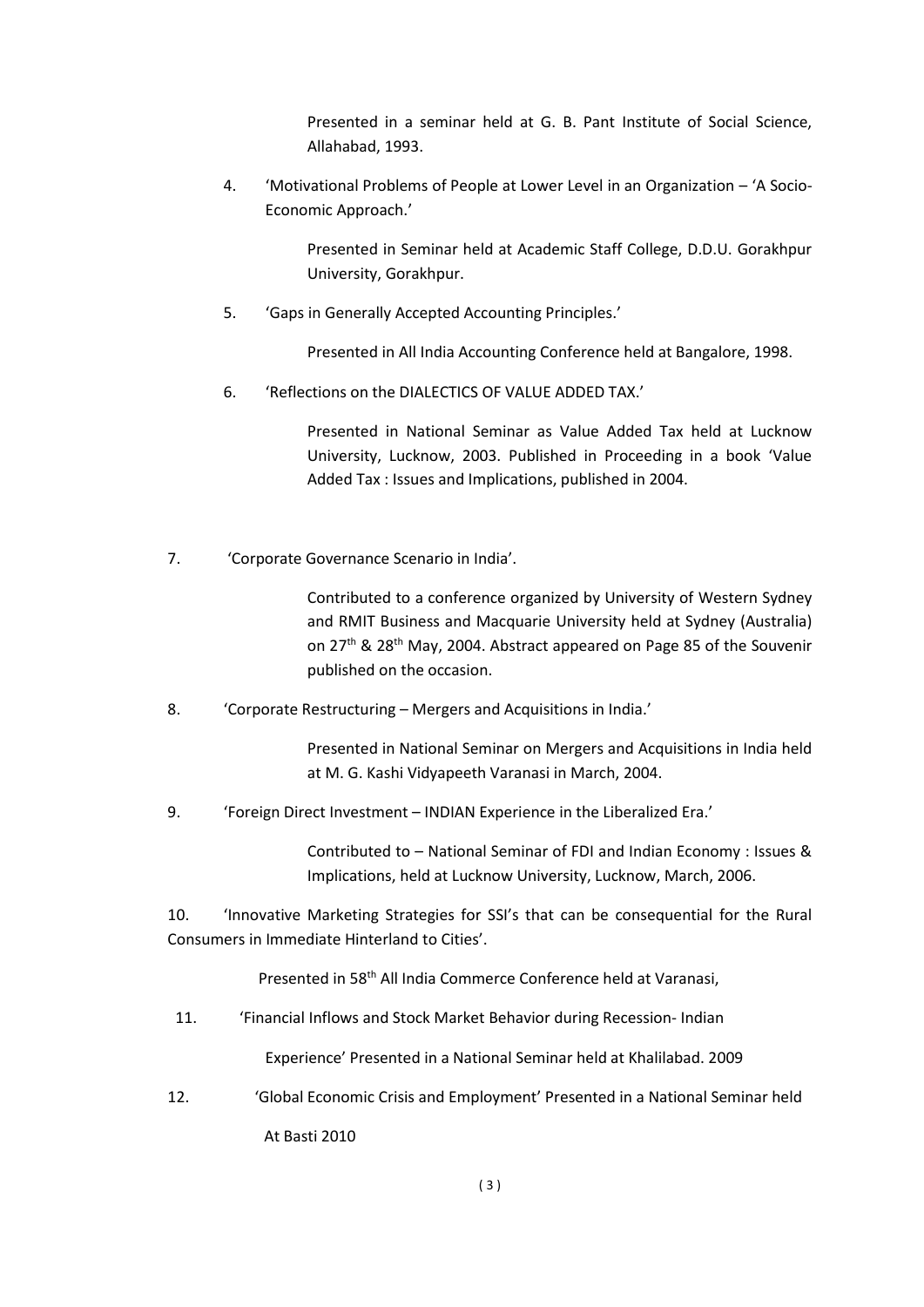Presented in a seminar held at G. B. Pant Institute of Social Science, Allahabad, 1993.

4. 'Motivational Problems of People at Lower Level in an Organization – 'A Socio-Economic Approach.'

   Presented in Seminar held at Academic Staff College, D.D.U. Gorakhpur University, Gorakhpur.

5. 'Gaps in Generally Accepted Accounting Principles.'

   Presented in All India Accounting Conference held at Bangalore, 1998.

6. 'Reflections on the DIALECTICS OF VALUE ADDED TAX.'

   Presented in National Seminar as Value Added Tax held at Lucknow University, Lucknow, 2003. Published in Proceeding in a book 'Value Added Tax : Issues and Implications, published in 2004.

7. 'Corporate Governance Scenario in India'.

   Contributed to a conference organized by University of Western Sydney and RMIT Business and Macquarie University held at Sydney (Australia) on 27th & 28th May, 2004. Abstract appeared on Page 85 of the Souvenir published on the occasion.

8. 'Corporate Restructuring – Mergers and Acquisitions in India.'

   Presented in National Seminar on Mergers and Acquisitions in India held at M. G. Kashi Vidyapeeth Varanasi in March, 2004.

9. 'Foreign Direct Investment – INDIAN Experience in the Liberalized Era.'

   Contributed to – National Seminar of FDI and Indian Economy : Issues & Implications, held at Lucknow University, Lucknow, March, 2006.

10. 'Innovative Marketing Strategies for SSI's that can be consequential for the Rural Consumers in Immediate Hinterland to Cities'.

    Presented in 58th All India Commerce Conference held at Varanasi,

11. 'Financial Inflows and Stock Market Behavior during Recession- Indian Experience' Presented in a National Seminar held at Khalilabad. 2009

12. 'Global Economic Crisis and Employment' Presented in a National Seminar held At Basti 2010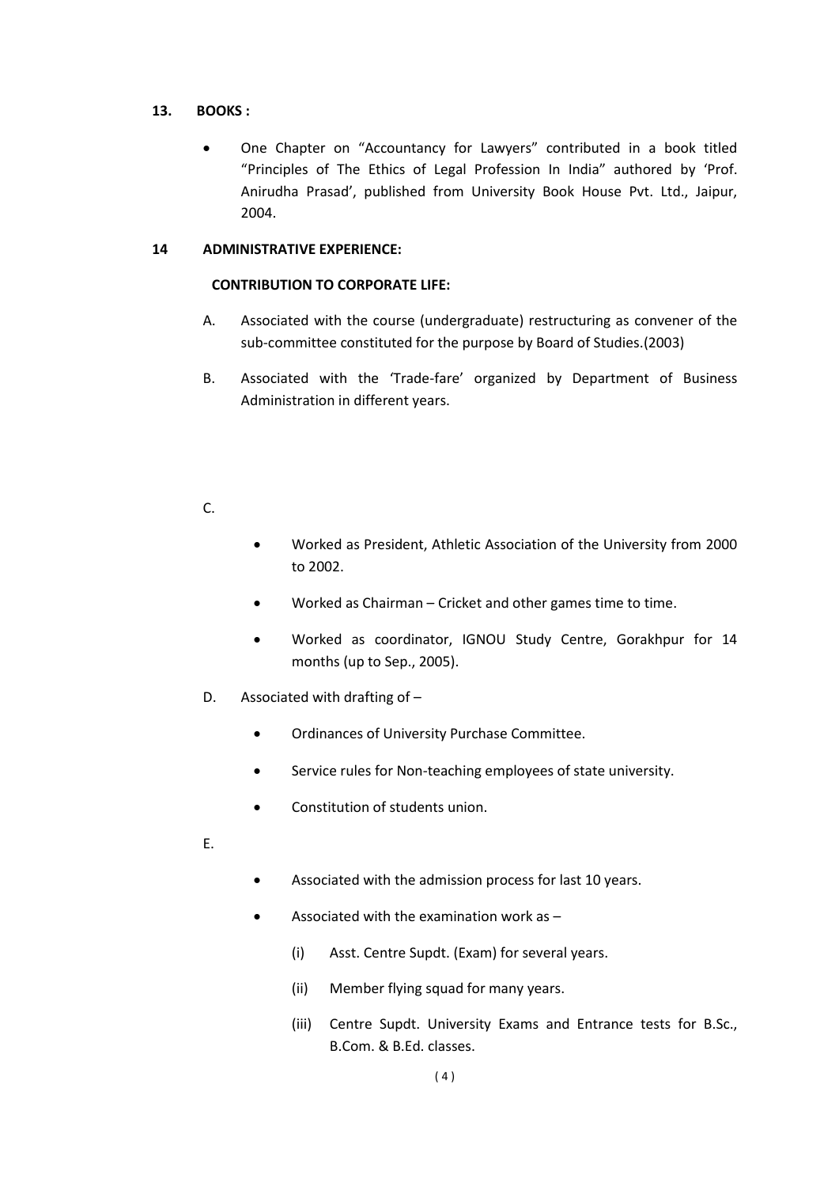**13. BOOKS :**

- One Chapter on "Accountancy for Lawyers" contributed in a book titled "Principles of The Ethics of Legal Profession In India" authored by 'Prof. Anirudha Prasad', published from University Book House Pvt. Ltd., Jaipur, 2004.

**14 ADMINISTRATIVE EXPERIENCE:**

**CONTRIBUTION TO CORPORATE LIFE:**

A. Associated with the course (undergraduate) restructuring as convener of the sub-committee constituted for the purpose by Board of Studies.(2003)

B. Associated with the 'Trade-fare' organized by Department of Business Administration in different years.

C.

- Worked as President, Athletic Association of the University from 2000 to 2002.
- Worked as Chairman – Cricket and other games time to time.
- Worked as coordinator, IGNOU Study Centre, Gorakhpur for 14 months (up to Sep., 2005).

D. Associated with drafting of –

- Ordinances of University Purchase Committee.
- Service rules for Non-teaching employees of state university.
- Constitution of students union.

E.

- Associated with the admission process for last 10 years.
- Associated with the examination work as –
  - (i) Asst. Centre Supdt. (Exam) for several years.
  - (ii) Member flying squad for many years.
  - (iii) Centre Supdt. University Exams and Entrance tests for B.Sc., B.Com. & B.Ed. classes.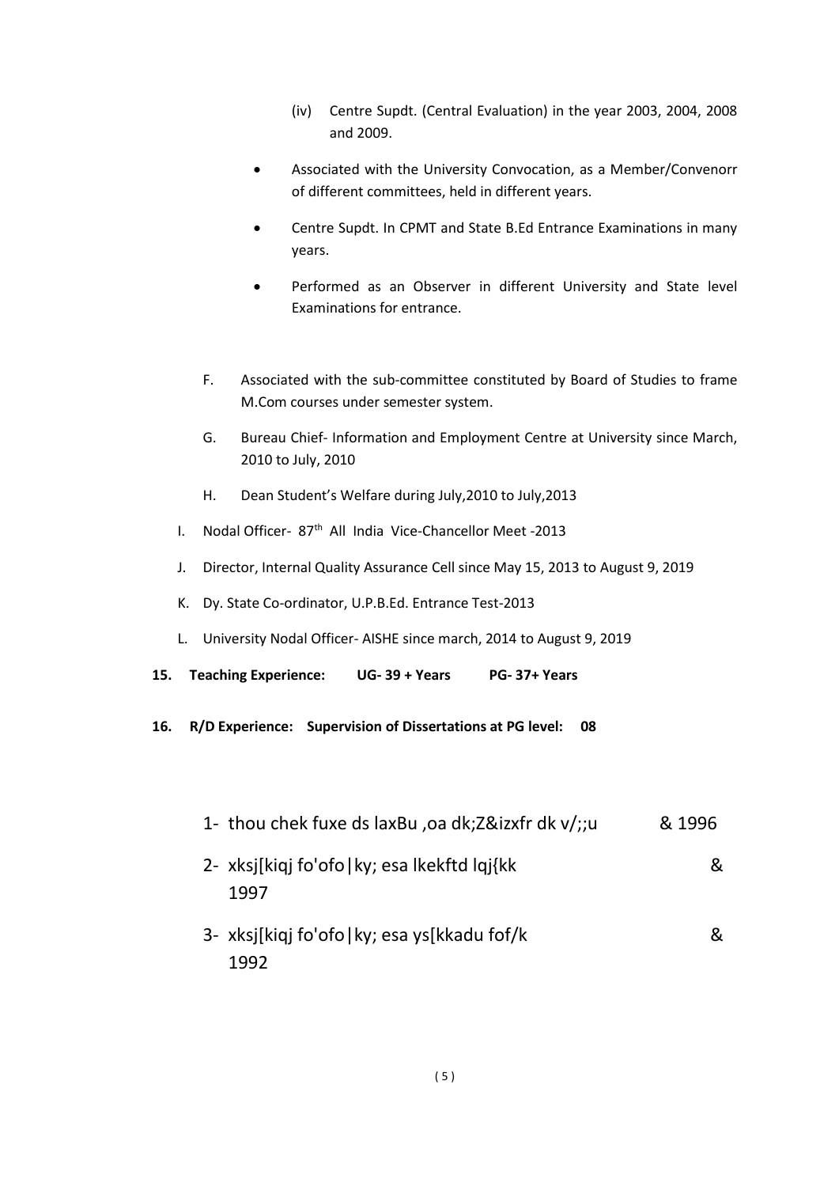(iv) Centre Supdt. (Central Evaluation) in the year 2003, 2004, 2008 and 2009.

- Associated with the University Convocation, as a Member/Convenorr of different committees, held in different years.
- Centre Supdt. In CPMT and State B.Ed Entrance Examinations in many years.
- Performed as an Observer in different University and State level Examinations for entrance.

F. Associated with the sub-committee constituted by Board of Studies to frame M.Com courses under semester system.

G. Bureau Chief- Information and Employment Centre at University since March, 2010 to July, 2010

H. Dean Student's Welfare during July,2010 to July,2013

I. Nodal Officer- 87th All India Vice-Chancellor Meet -2013

J. Director, Internal Quality Assurance Cell since May 15, 2013 to August 9, 2019

K. Dy. State Co-ordinator, U.P.B.Ed. Entrance Test-2013

L. University Nodal Officer- AISHE since march, 2014 to August 9, 2019

**15. Teaching Experience: UG- 39 + Years PG- 37+ Years**

**16. R/D Experience: Supervision of Dissertations at PG level: 08**

1- thou chek fuxe ds laxBu ,oa dk;Z&izxfr dk v/;;u & 1996

2- xksj[kiqj fo'ofo|ky; esa lkekftd lqj{kk & 1997

3- xksj[kiqj fo'ofo|ky; esa ys[kkadu fof/k & 1992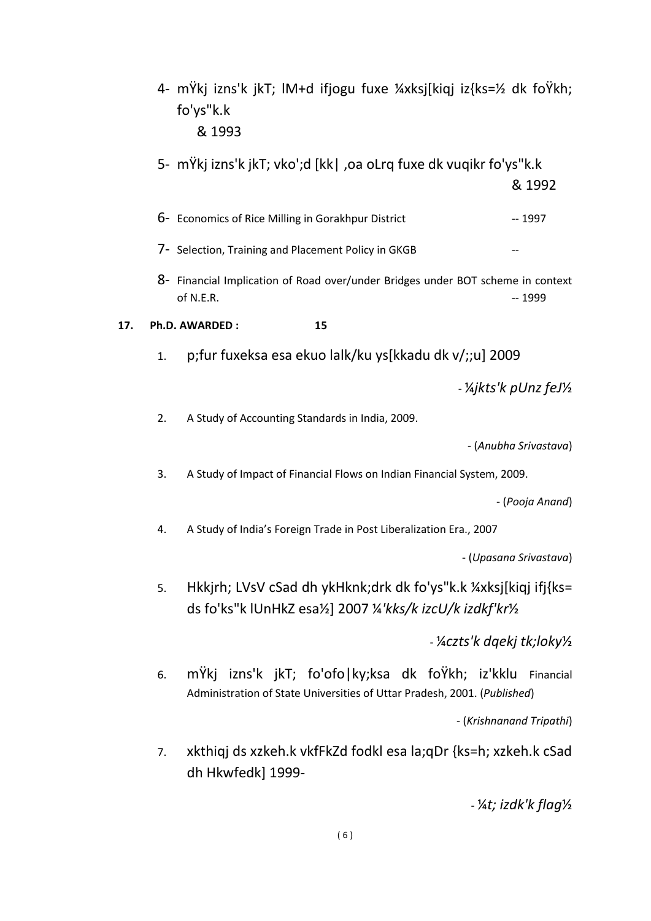4- mŸkj izns'k jkT; lM+d ifjogu fuxe ¼xksj[kiqj iz{ks=½ dk foŸkh; fo'ys"k.k
& 1993

5- mŸkj izns'k jkT; vko';d [kk| ,oa oLrq fuxe dk vuqikr fo'ys"k.k
& 1992

6- Economics of Rice Milling in Gorakhpur District -- 1997

7- Selection, Training and Placement Policy in GKGB --

8- Financial Implication of Road over/under Bridges under BOT scheme in context of N.E.R. -- 1999

**17. Ph.D. AWARDED : 15**

1. p;fur fuxeksa esa ekuo lalk/ku ys[kkadu dk v/;;u] 2009

   *- ¼jkts'k pUnz feJ½*

2. A Study of Accounting Standards in India, 2009.

   - (*Anubha Srivastava*)

3. A Study of Impact of Financial Flows on Indian Financial System, 2009.

   - (*Pooja Anand*)

4. A Study of India's Foreign Trade in Post Liberalization Era., 2007

   - (*Upasana Srivastava*)

5. Hkkjrh; LVsV cSad dh ykHkknk;drk dk fo'ys"k.k ¼xksj[kiqj ifj{ks= ds fo'ks"k lUnHkZ esa½] 2007 *¼'kks/k izcU/k izdkf'kr½*

   *- ¼czts'k dqekj tk;loky½*

6. mŸkj izns'k jkT; fo'ofo|ky;ksa dk foŸkh; iz'kklu Financial Administration of State Universities of Uttar Pradesh, 2001. (*Published*)

   - (*Krishnanand Tripathi*)

7. xkthiqj ds xzkeh.k vkfFkZd fodkl esa la;qDr {ks=h; xzkeh.k cSad dh Hkwfedk] 1999-

   *- ¼t; izdk'k flag½*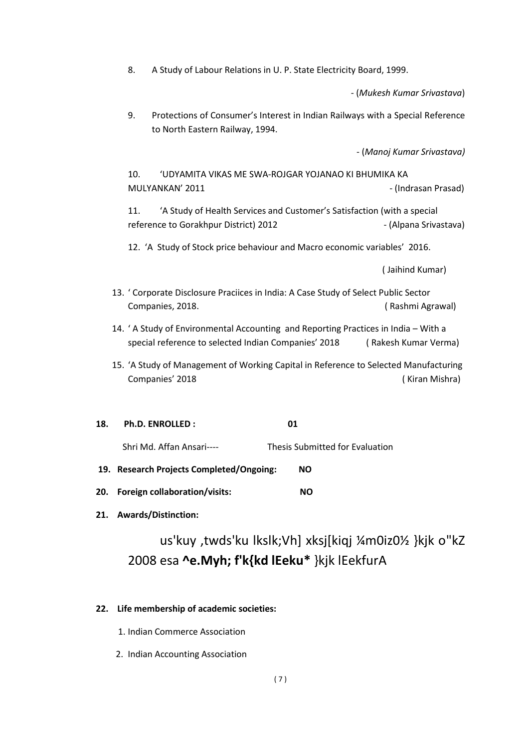8. A Study of Labour Relations in U. P. State Electricity Board, 1999.

- (*Mukesh Kumar Srivastava*)

9. Protections of Consumer's Interest in Indian Railways with a Special Reference to North Eastern Railway, 1994.

- (*Manoj Kumar Srivastava)*

10. 'UDYAMITA VIKAS ME SWA-ROJGAR YOJANAO KI BHUMIKA KA MULYANKAN' 2011 - (Indrasan Prasad)

11. 'A Study of Health Services and Customer's Satisfaction (with a special reference to Gorakhpur District) 2012 - (Alpana Srivastava)

12. 'A Study of Stock price behaviour and Macro economic variables' 2016.

( Jaihind Kumar)

13. ' Corporate Disclosure Praciices in India: A Case Study of Select Public Sector Companies, 2018. ( Rashmi Agrawal)

14. ' A Study of Environmental Accounting and Reporting Practices in India – With a special reference to selected Indian Companies' 2018 ( Rakesh Kumar Verma)

15. 'A Study of Management of Working Capital in Reference to Selected Manufacturing Companies' 2018 ( Kiran Mishra)

**18. Ph.D. ENROLLED : 01**

Shri Md. Affan Ansari---- Thesis Submitted for Evaluation

**19. Research Projects Completed/Ongoing: NO**

**20. Foreign collaboration/visits: NO**

**21. Awards/Distinction:**

us'kuy ,twds'ku lkslk;Vh] xksj[kiqj ¼m0iz0½ }kjk o"kZ 2008 esa **^e.Myh; f'k{kd lEeku*** }kjk lEekfurA

**22. Life membership of academic societies:**

1. Indian Commerce Association
2. Indian Accounting Association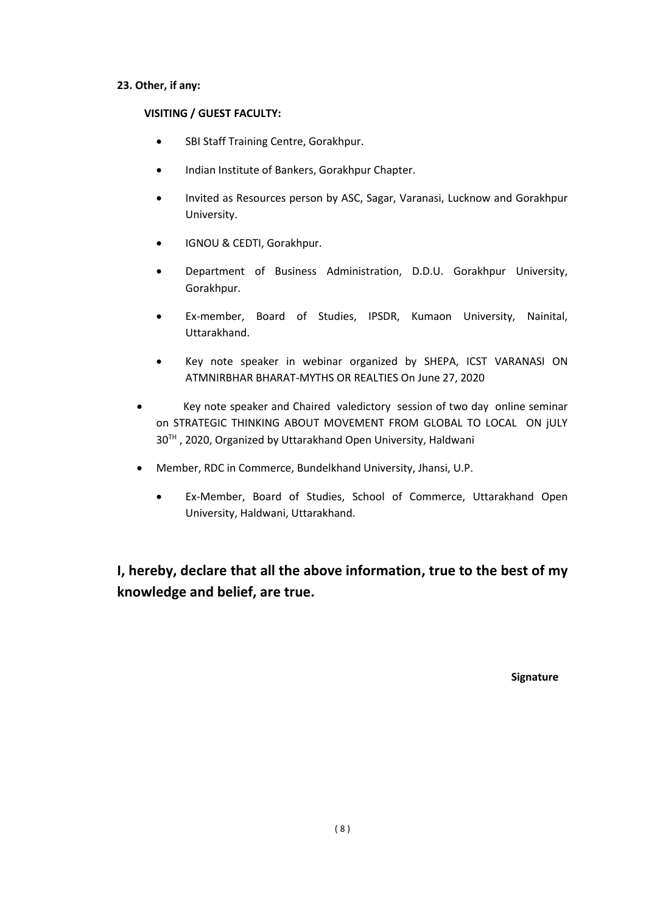**23. Other, if any:**

**VISITING / GUEST FACULTY:**

- SBI Staff Training Centre, Gorakhpur.
- Indian Institute of Bankers, Gorakhpur Chapter.
- Invited as Resources person by ASC, Sagar, Varanasi, Lucknow and Gorakhpur University.
- IGNOU & CEDTI, Gorakhpur.
- Department of Business Administration, D.D.U. Gorakhpur University, Gorakhpur.
- Ex-member, Board of Studies, IPSDR, Kumaon University, Nainital, Uttarakhand.
- Key note speaker in webinar organized by SHEPA, ICST VARANASI ON ATMNIRBHAR BHARAT-MYTHS OR REALTIES On June 27, 2020
- Key note speaker and Chaired valedictory session of two day online seminar on STRATEGIC THINKING ABOUT MOVEMENT FROM GLOBAL TO LOCAL ON jULY 30TH , 2020, Organized by Uttarakhand Open University, Haldwani
- Member, RDC in Commerce, Bundelkhand University, Jhansi, U.P.
- Ex-Member, Board of Studies, School of Commerce, Uttarakhand Open University, Haldwani, Uttarakhand.

**I, hereby, declare that all the above information, true to the best of my knowledge and belief, are true.**

**Signature**